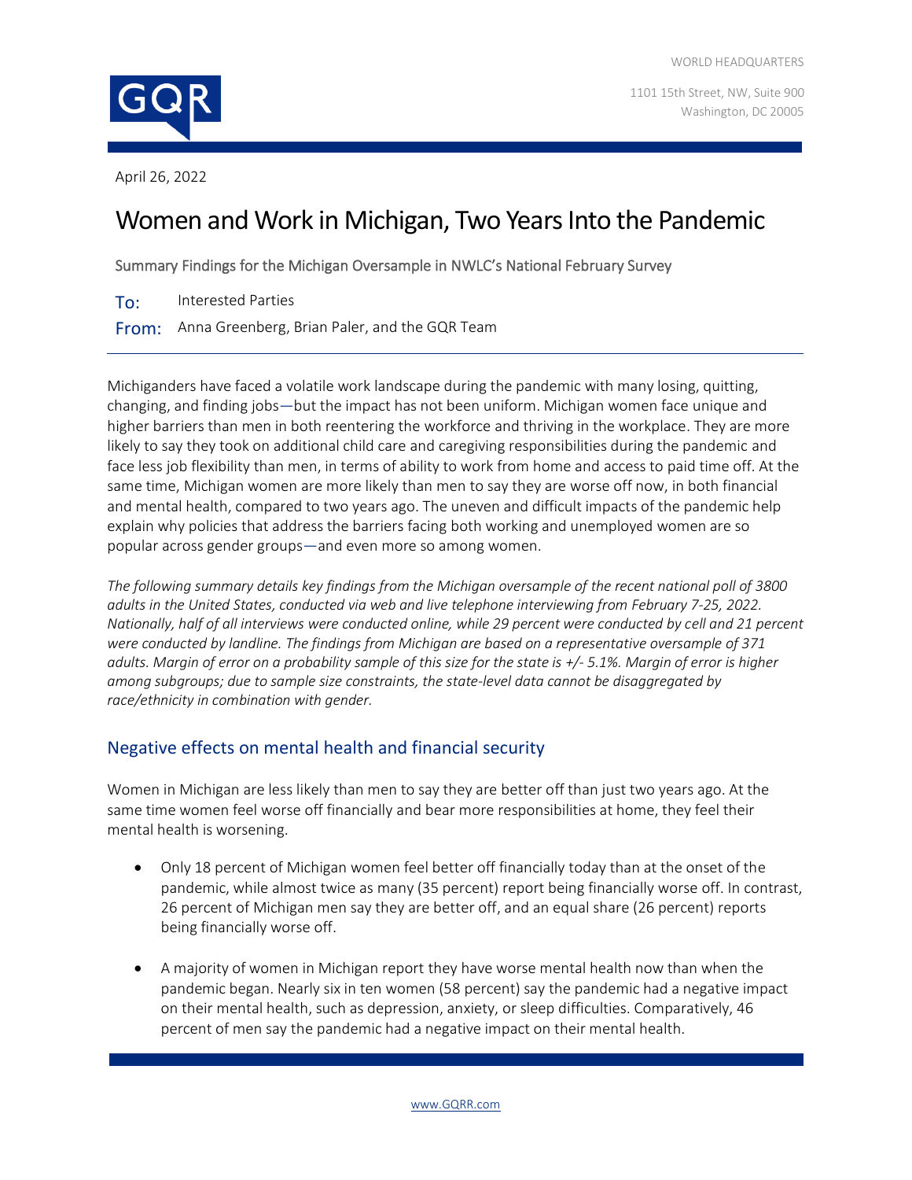WORLD HEADQUARTERS

1101 15th Street, NW, Suite 900
Washington, DC 20005

April 26, 2022

# Women and Work in Michigan, Two Years Into the Pandemic

Summary Findings for the Michigan Oversample in NWLC's National February Survey

**To:** Interested Parties

**From:** Anna Greenberg, Brian Paler, and the GQR Team

---

Michiganders have faced a volatile work landscape during the pandemic with many losing, quitting, changing, and finding jobs—but the impact has not been uniform. Michigan women face unique and higher barriers than men in both reentering the workforce and thriving in the workplace. They are more likely to say they took on additional child care and caregiving responsibilities during the pandemic and face less job flexibility than men, in terms of ability to work from home and access to paid time off. At the same time, Michigan women are more likely than men to say they are worse off now, in both financial and mental health, compared to two years ago. The uneven and difficult impacts of the pandemic help explain why policies that address the barriers facing both working and unemployed women are so popular across gender groups—and even more so among women.

*The following summary details key findings from the Michigan oversample of the recent national poll of 3800 adults in the United States, conducted via web and live telephone interviewing from February 7-25, 2022. Nationally, half of all interviews were conducted online, while 29 percent were conducted by cell and 21 percent were conducted by landline. The findings from Michigan are based on a representative oversample of 371 adults. Margin of error on a probability sample of this size for the state is +/- 5.1%. Margin of error is higher among subgroups; due to sample size constraints, the state-level data cannot be disaggregated by race/ethnicity in combination with gender.*

## Negative effects on mental health and financial security

Women in Michigan are less likely than men to say they are better off than just two years ago. At the same time women feel worse off financially and bear more responsibilities at home, they feel their mental health is worsening.

- Only 18 percent of Michigan women feel better off financially today than at the onset of the pandemic, while almost twice as many (35 percent) report being financially worse off. In contrast, 26 percent of Michigan men say they are better off, and an equal share (26 percent) reports being financially worse off.

- A majority of women in Michigan report they have worse mental health now than when the pandemic began. Nearly six in ten women (58 percent) say the pandemic had a negative impact on their mental health, such as depression, anxiety, or sleep difficulties. Comparatively, 46 percent of men say the pandemic had a negative impact on their mental health.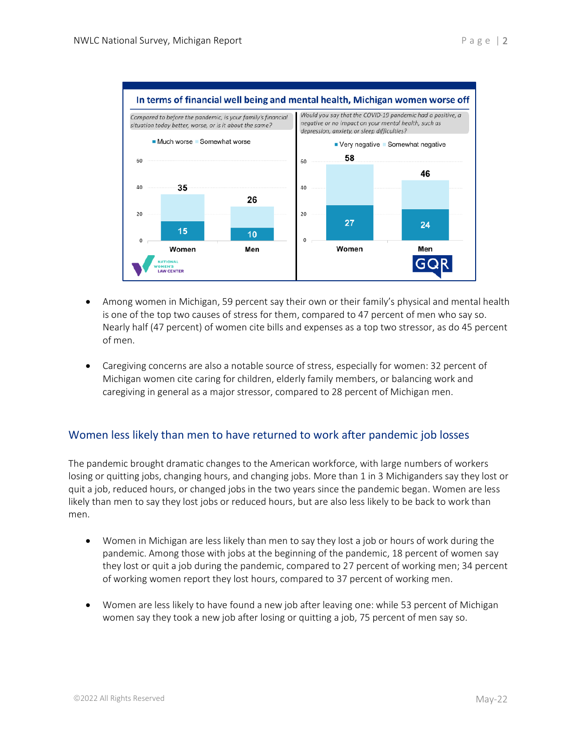**In terms of financial well being and mental health, Michigan women worse off**

*Compared to before the pandemic, is your family's financial situation today better, worse, or is it about the same?*

| | Much worse | Somewhat worse (total) |
|---|---|---|
| Women | 15 | 35 |
| Men | 10 | 26 |

*Would you say that the COVID-19 pandemic had a positive, a negative or no impact on your mental health, such as depression, anxiety, or sleep difficulties?*

| | Very negative | Somewhat negative (total) |
|---|---|---|
| Women | 27 | 58 |
| Men | 24 | 46 |

- Among women in Michigan, 59 percent say their own or their family's physical and mental health is one of the top two causes of stress for them, compared to 47 percent of men who say so. Nearly half (47 percent) of women cite bills and expenses as a top two stressor, as do 45 percent of men.

- Caregiving concerns are also a notable source of stress, especially for women: 32 percent of Michigan women cite caring for children, elderly family members, or balancing work and caregiving in general as a major stressor, compared to 28 percent of Michigan men.

## Women less likely than men to have returned to work after pandemic job losses

The pandemic brought dramatic changes to the American workforce, with large numbers of workers losing or quitting jobs, changing hours, and changing jobs. More than 1 in 3 Michiganders say they lost or quit a job, reduced hours, or changed jobs in the two years since the pandemic began. Women are less likely than men to say they lost jobs or reduced hours, but are also less likely to be back to work than men.

- Women in Michigan are less likely than men to say they lost a job or hours of work during the pandemic. Among those with jobs at the beginning of the pandemic, 18 percent of women say they lost or quit a job during the pandemic, compared to 27 percent of working men; 34 percent of working women report they lost hours, compared to 37 percent of working men.

- Women are less likely to have found a new job after leaving one: while 53 percent of Michigan women say they took a new job after losing or quitting a job, 75 percent of men say so.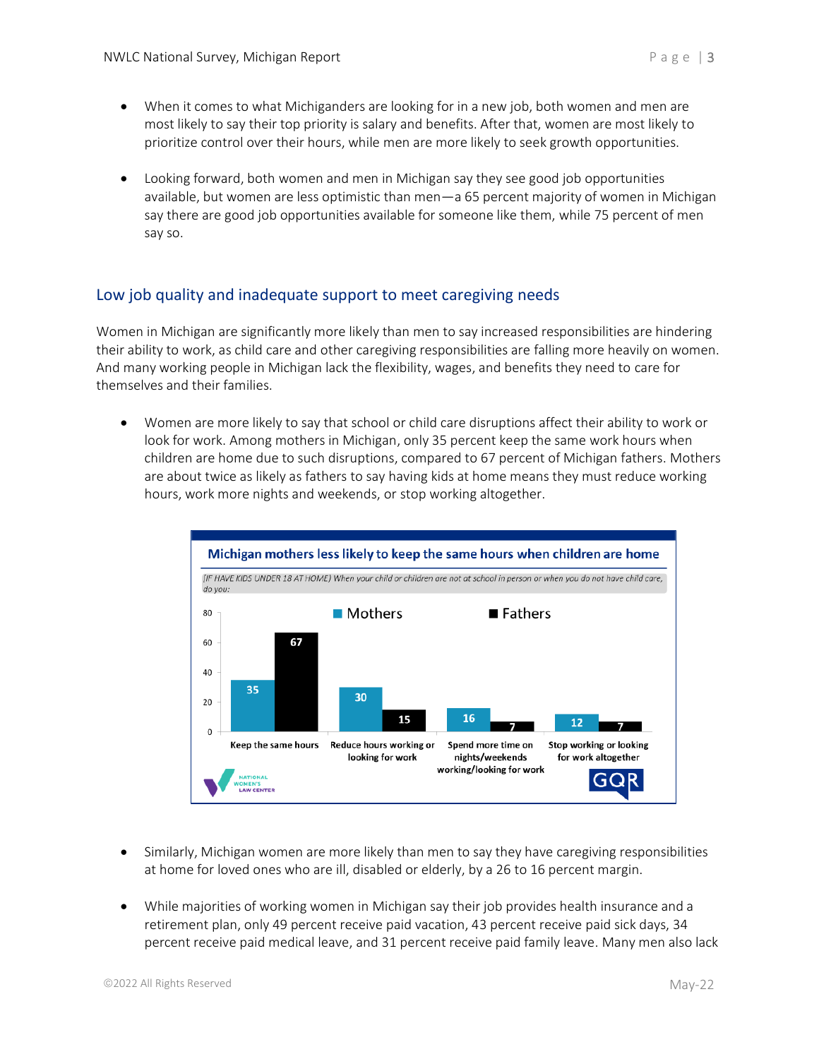- When it comes to what Michiganders are looking for in a new job, both women and men are most likely to say their top priority is salary and benefits. After that, women are most likely to prioritize control over their hours, while men are more likely to seek growth opportunities.

- Looking forward, both women and men in Michigan say they see good job opportunities available, but women are less optimistic than men—a 65 percent majority of women in Michigan say there are good job opportunities available for someone like them, while 75 percent of men say so.

## Low job quality and inadequate support to meet caregiving needs

Women in Michigan are significantly more likely than men to say increased responsibilities are hindering their ability to work, as child care and other caregiving responsibilities are falling more heavily on women. And many working people in Michigan lack the flexibility, wages, and benefits they need to care for themselves and their families.

- Women are more likely to say that school or child care disruptions affect their ability to work or look for work. Among mothers in Michigan, only 35 percent keep the same work hours when children are home due to such disruptions, compared to 67 percent of Michigan fathers. Mothers are about twice as likely as fathers to say having kids at home means they must reduce working hours, work more nights and weekends, or stop working altogether.

**Michigan mothers less likely to keep the same hours when children are home**

*[IF HAVE KIDS UNDER 18 AT HOME] When your child or children are not at school in person or when you do not have child care, do you:*

| | Mothers | Fathers |
|---|---|---|
| Keep the same hours | 35 | 67 |
| Reduce hours working or looking for work | 30 | 15 |
| Spend more time on nights/weekends working/looking for work | 16 | 7 |
| Stop working or looking for work altogether | 12 | 7 |

- Similarly, Michigan women are more likely than men to say they have caregiving responsibilities at home for loved ones who are ill, disabled or elderly, by a 26 to 16 percent margin.

- While majorities of working women in Michigan say their job provides health insurance and a retirement plan, only 49 percent receive paid vacation, 43 percent receive paid sick days, 34 percent receive paid medical leave, and 31 percent receive paid family leave. Many men also lack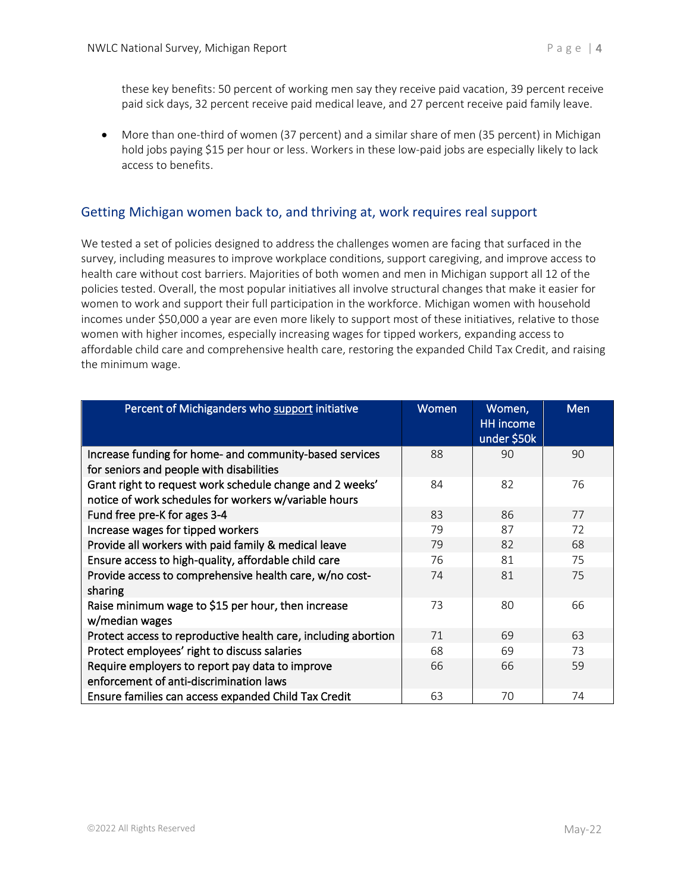these key benefits: 50 percent of working men say they receive paid vacation, 39 percent receive paid sick days, 32 percent receive paid medical leave, and 27 percent receive paid family leave.

- More than one-third of women (37 percent) and a similar share of men (35 percent) in Michigan hold jobs paying $15 per hour or less. Workers in these low-paid jobs are especially likely to lack access to benefits.

## Getting Michigan women back to, and thriving at, work requires real support

We tested a set of policies designed to address the challenges women are facing that surfaced in the survey, including measures to improve workplace conditions, support caregiving, and improve access to health care without cost barriers. Majorities of both women and men in Michigan support all 12 of the policies tested. Overall, the most popular initiatives all involve structural changes that make it easier for women to work and support their full participation in the workforce. Michigan women with household incomes under $50,000 a year are even more likely to support most of these initiatives, relative to those women with higher incomes, especially increasing wages for tipped workers, expanding access to affordable child care and comprehensive health care, restoring the expanded Child Tax Credit, and raising the minimum wage.

| Percent of Michiganders who support initiative | Women | Women, HH income under $50k | Men |
|---|---|---|---|
| Increase funding for home- and community-based services for seniors and people with disabilities | 88 | 90 | 90 |
| Grant right to request work schedule change and 2 weeks' notice of work schedules for workers w/variable hours | 84 | 82 | 76 |
| Fund free pre-K for ages 3-4 | 83 | 86 | 77 |
| Increase wages for tipped workers | 79 | 87 | 72 |
| Provide all workers with paid family & medical leave | 79 | 82 | 68 |
| Ensure access to high-quality, affordable child care | 76 | 81 | 75 |
| Provide access to comprehensive health care, w/no cost-sharing | 74 | 81 | 75 |
| Raise minimum wage to $15 per hour, then increase w/median wages | 73 | 80 | 66 |
| Protect access to reproductive health care, including abortion | 71 | 69 | 63 |
| Protect employees' right to discuss salaries | 68 | 69 | 73 |
| Require employers to report pay data to improve enforcement of anti-discrimination laws | 66 | 66 | 59 |
| Ensure families can access expanded Child Tax Credit | 63 | 70 | 74 |